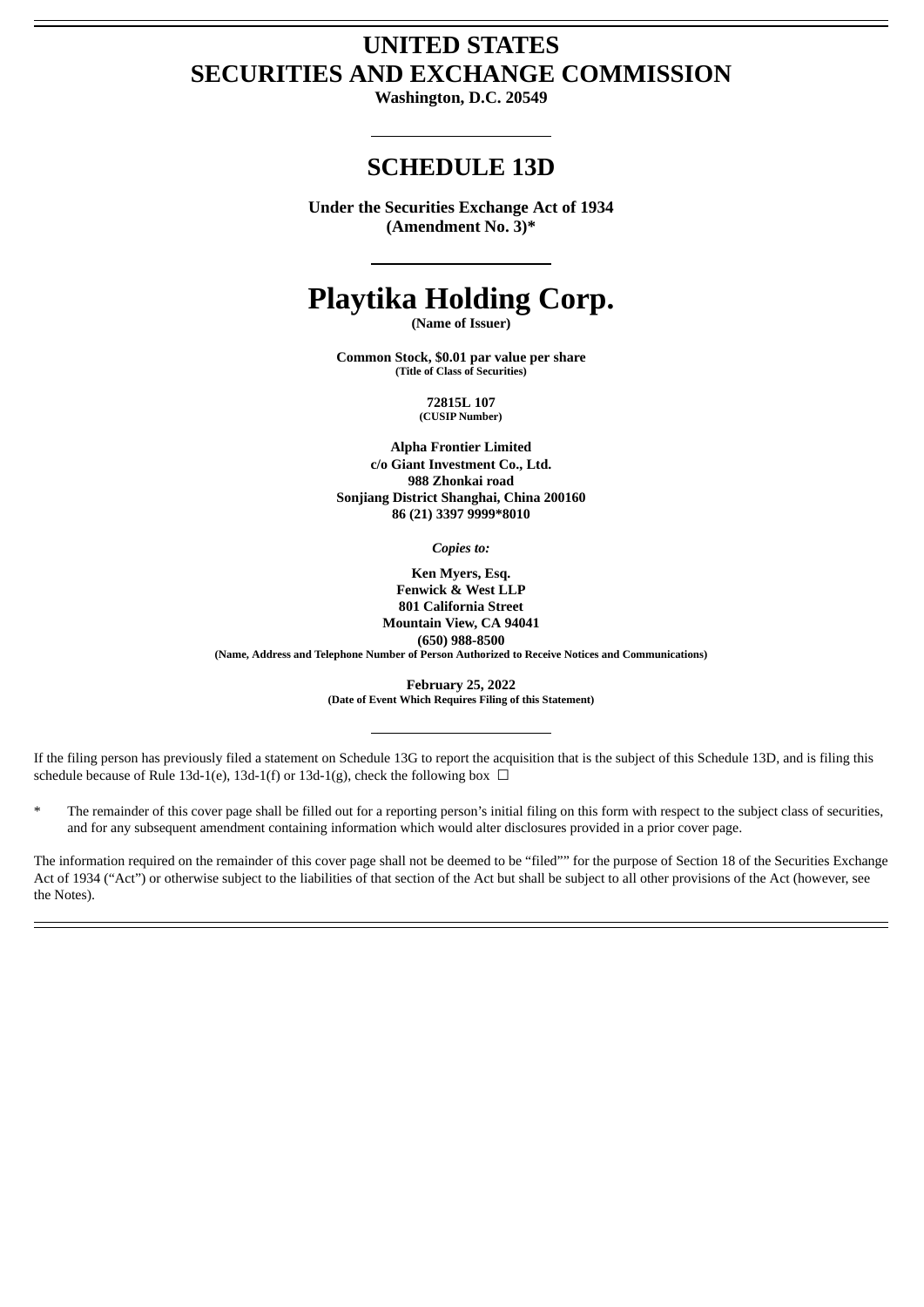# UNITED STATES
# SECURITIES AND EXCHANGE COMMISSION

**Washington, D.C. 20549**

## SCHEDULE 13D

**Under the Securities Exchange Act of 1934**
**(Amendment No. 3)***

# Playtika Holding Corp.

**(Name of Issuer)**

**Common Stock, $0.01 par value per share**
**(Title of Class of Securities)**

**72815L 107**
**(CUSIP Number)**

**Alpha Frontier Limited**
**c/o Giant Investment Co., Ltd.**
**988 Zhonkai road**
**Sonjiang District Shanghai, China 200160**
**86 (21) 3397 9999*8010**

***Copies to:***

**Ken Myers, Esq.**
**Fenwick & West LLP**
**801 California Street**
**Mountain View, CA 94041**
**(650) 988-8500**
**(Name, Address and Telephone Number of Person Authorized to Receive Notices and Communications)**

**February 25, 2022**
**(Date of Event Which Requires Filing of this Statement)**

If the filing person has previously filed a statement on Schedule 13G to report the acquisition that is the subject of this Schedule 13D, and is filing this schedule because of Rule 13d-1(e), 13d-1(f) or 13d-1(g), check the following box ☐

\* The remainder of this cover page shall be filled out for a reporting person's initial filing on this form with respect to the subject class of securities, and for any subsequent amendment containing information which would alter disclosures provided in a prior cover page.

The information required on the remainder of this cover page shall not be deemed to be "filed"" for the purpose of Section 18 of the Securities Exchange Act of 1934 ("Act") or otherwise subject to the liabilities of that section of the Act but shall be subject to all other provisions of the Act (however, see the Notes).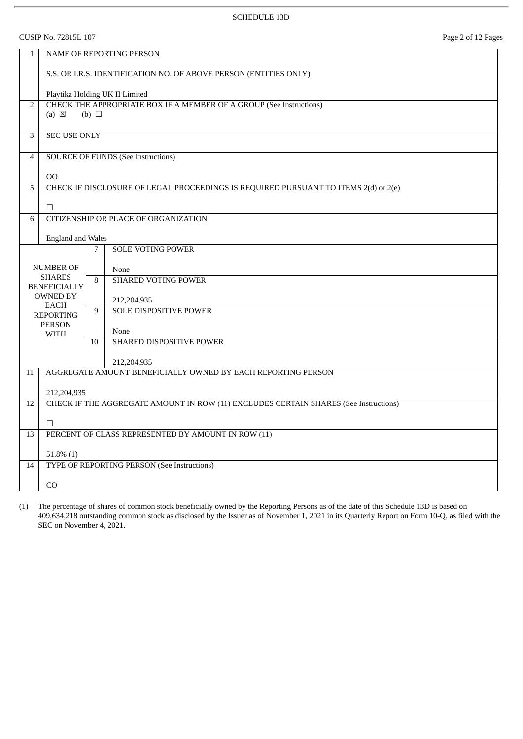SCHEDULE 13D

CUSIP No. 72815L 107

| | | | |
|---|---|---|---|
| 1 | NAME OF REPORTING PERSON<br><br>S.S. OR I.R.S. IDENTIFICATION NO. OF ABOVE PERSON (ENTITIES ONLY)<br><br>Playtika Holding UK II Limited | | |
| 2 | CHECK THE APPROPRIATE BOX IF A MEMBER OF A GROUP (See Instructions)<br>(a) ☒ (b) ☐ | | |
| 3 | SEC USE ONLY | | |
| 4 | SOURCE OF FUNDS (See Instructions)<br><br>OO | | |
| 5 | CHECK IF DISCLOSURE OF LEGAL PROCEEDINGS IS REQUIRED PURSUANT TO ITEMS 2(d) or 2(e)<br><br>☐ | | |
| 6 | CITIZENSHIP OR PLACE OF ORGANIZATION<br><br>England and Wales | | |
| NUMBER OF SHARES BENEFICIALLY OWNED BY EACH REPORTING PERSON WITH | | 7 | SOLE VOTING POWER<br><br>None |
| | | 8 | SHARED VOTING POWER<br><br>212,204,935 |
| | | 9 | SOLE DISPOSITIVE POWER<br><br>None |
| | | 10 | SHARED DISPOSITIVE POWER<br><br>212,204,935 |
| 11 | AGGREGATE AMOUNT BENEFICIALLY OWNED BY EACH REPORTING PERSON<br><br>212,204,935 | | |
| 12 | CHECK IF THE AGGREGATE AMOUNT IN ROW (11) EXCLUDES CERTAIN SHARES (See Instructions)<br><br>☐ | | |
| 13 | PERCENT OF CLASS REPRESENTED BY AMOUNT IN ROW (11)<br><br>51.8% (1) | | |
| 14 | TYPE OF REPORTING PERSON (See Instructions)<br><br>CO | | |

(1) The percentage of shares of common stock beneficially owned by the Reporting Persons as of the date of this Schedule 13D is based on 409,634,218 outstanding common stock as disclosed by the Issuer as of November 1, 2021 in its Quarterly Report on Form 10-Q, as filed with the SEC on November 4, 2021.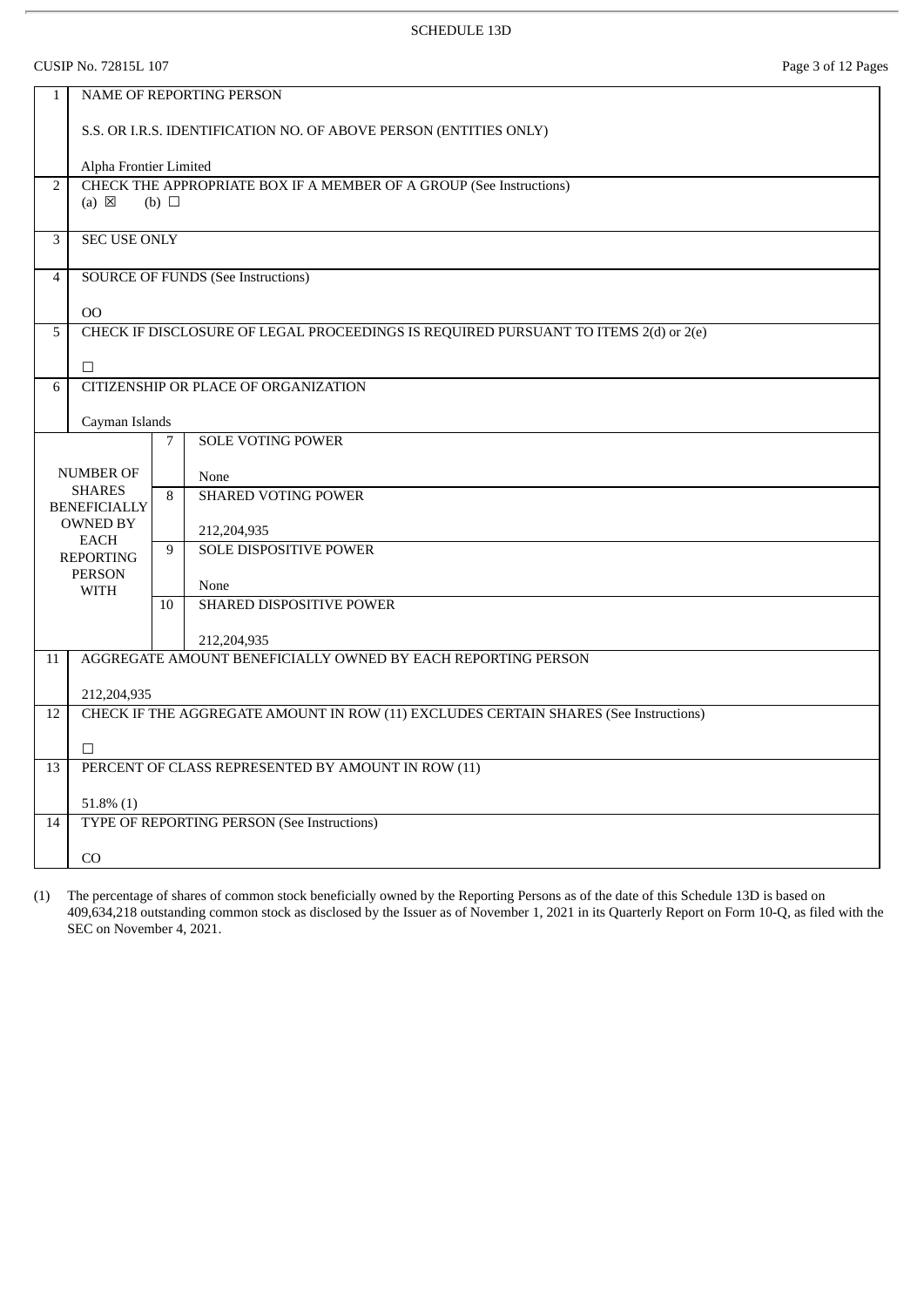SCHEDULE 13D

CUSIP No. 72815L 107

| | | | |
|---|---|---|---|
| 1 | NAME OF REPORTING PERSON<br><br>S.S. OR I.R.S. IDENTIFICATION NO. OF ABOVE PERSON (ENTITIES ONLY)<br><br>Alpha Frontier Limited | | |
| 2 | CHECK THE APPROPRIATE BOX IF A MEMBER OF A GROUP (See Instructions)<br>(a) ☒ (b) ☐ | | |
| 3 | SEC USE ONLY | | |
| 4 | SOURCE OF FUNDS (See Instructions)<br><br>OO | | |
| 5 | CHECK IF DISCLOSURE OF LEGAL PROCEEDINGS IS REQUIRED PURSUANT TO ITEMS 2(d) or 2(e)<br><br>☐ | | |
| 6 | CITIZENSHIP OR PLACE OF ORGANIZATION<br><br>Cayman Islands | | |
| NUMBER OF SHARES BENEFICIALLY OWNED BY EACH REPORTING PERSON WITH | | 7 | SOLE VOTING POWER<br><br>None |
| | | 8 | SHARED VOTING POWER<br><br>212,204,935 |
| | | 9 | SOLE DISPOSITIVE POWER<br><br>None |
| | | 10 | SHARED DISPOSITIVE POWER<br><br>212,204,935 |
| 11 | AGGREGATE AMOUNT BENEFICIALLY OWNED BY EACH REPORTING PERSON<br><br>212,204,935 | | |
| 12 | CHECK IF THE AGGREGATE AMOUNT IN ROW (11) EXCLUDES CERTAIN SHARES (See Instructions)<br><br>☐ | | |
| 13 | PERCENT OF CLASS REPRESENTED BY AMOUNT IN ROW (11)<br><br>51.8% (1) | | |
| 14 | TYPE OF REPORTING PERSON (See Instructions)<br><br>CO | | |

(1) The percentage of shares of common stock beneficially owned by the Reporting Persons as of the date of this Schedule 13D is based on 409,634,218 outstanding common stock as disclosed by the Issuer as of November 1, 2021 in its Quarterly Report on Form 10-Q, as filed with the SEC on November 4, 2021.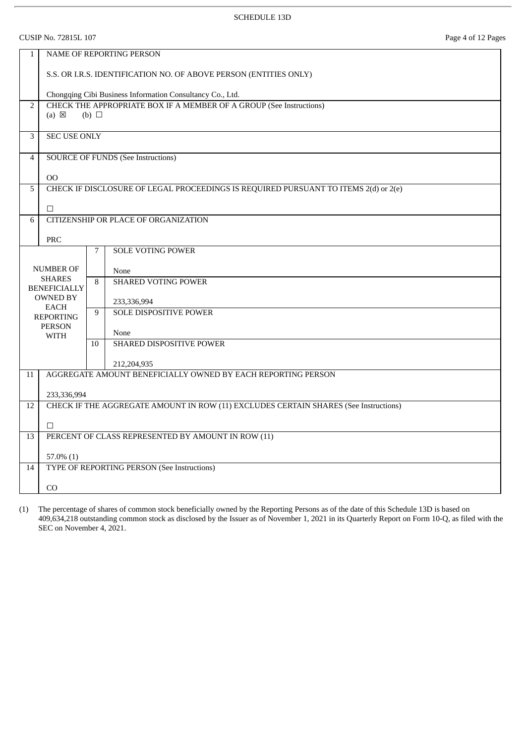SCHEDULE 13D

CUSIP No. 72815L 107

| | | | |
|---|---|---|---|
| 1 | NAME OF REPORTING PERSON<br><br>S.S. OR I.R.S. IDENTIFICATION NO. OF ABOVE PERSON (ENTITIES ONLY)<br><br>Chongqing Cibi Business Information Consultancy Co., Ltd. | | |
| 2 | CHECK THE APPROPRIATE BOX IF A MEMBER OF A GROUP (See Instructions)<br>(a) ☒ (b) ☐ | | |
| 3 | SEC USE ONLY | | |
| 4 | SOURCE OF FUNDS (See Instructions)<br><br>OO | | |
| 5 | CHECK IF DISCLOSURE OF LEGAL PROCEEDINGS IS REQUIRED PURSUANT TO ITEMS 2(d) or 2(e)<br><br>☐ | | |
| 6 | CITIZENSHIP OR PLACE OF ORGANIZATION<br><br>PRC | | |
| NUMBER OF SHARES BENEFICIALLY OWNED BY EACH REPORTING PERSON WITH | 7 | SOLE VOTING POWER<br><br>None | |
| | 8 | SHARED VOTING POWER<br><br>233,336,994 | |
| | 9 | SOLE DISPOSITIVE POWER<br><br>None | |
| | 10 | SHARED DISPOSITIVE POWER<br><br>212,204,935 | |
| 11 | AGGREGATE AMOUNT BENEFICIALLY OWNED BY EACH REPORTING PERSON<br><br>233,336,994 | | |
| 12 | CHECK IF THE AGGREGATE AMOUNT IN ROW (11) EXCLUDES CERTAIN SHARES (See Instructions)<br><br>☐ | | |
| 13 | PERCENT OF CLASS REPRESENTED BY AMOUNT IN ROW (11)<br><br>57.0% (1) | | |
| 14 | TYPE OF REPORTING PERSON (See Instructions)<br><br>CO | | |

(1) The percentage of shares of common stock beneficially owned by the Reporting Persons as of the date of this Schedule 13D is based on 409,634,218 outstanding common stock as disclosed by the Issuer as of November 1, 2021 in its Quarterly Report on Form 10-Q, as filed with the SEC on November 4, 2021.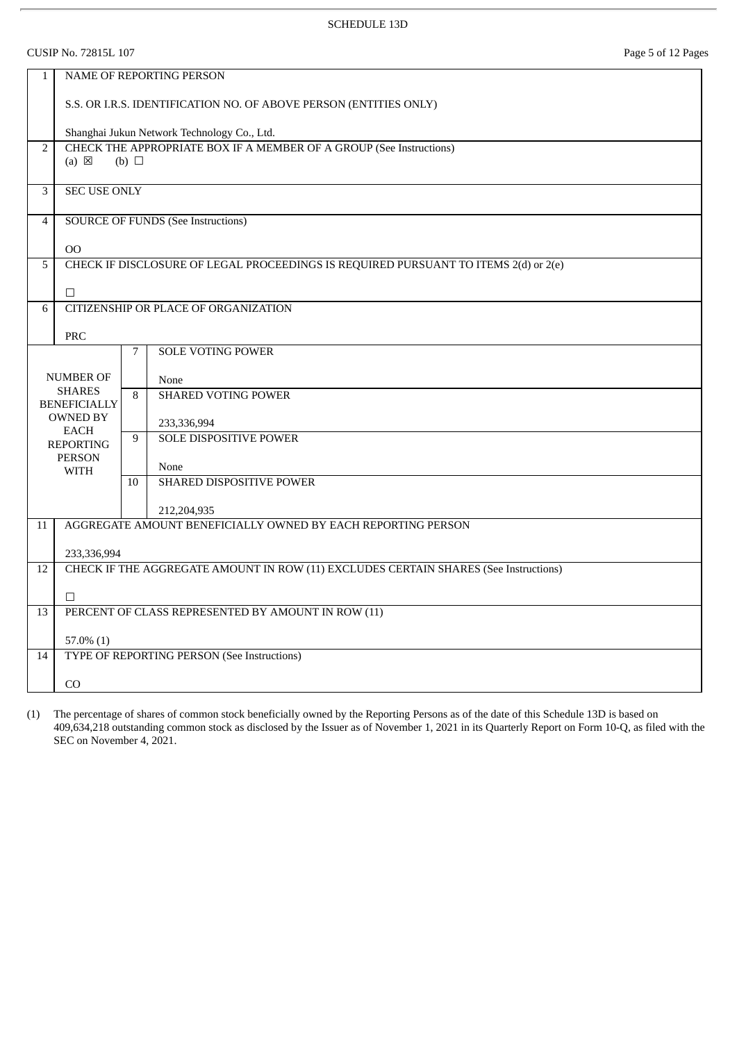SCHEDULE 13D

CUSIP No. 72815L 107

| | | | |
|---|---|---|---|
| 1 | NAME OF REPORTING PERSON<br><br>S.S. OR I.R.S. IDENTIFICATION NO. OF ABOVE PERSON (ENTITIES ONLY)<br><br>Shanghai Jukun Network Technology Co., Ltd. | | |
| 2 | CHECK THE APPROPRIATE BOX IF A MEMBER OF A GROUP (See Instructions)<br>(a) ☒ (b) ☐ | | |
| 3 | SEC USE ONLY | | |
| 4 | SOURCE OF FUNDS (See Instructions)<br><br>OO | | |
| 5 | CHECK IF DISCLOSURE OF LEGAL PROCEEDINGS IS REQUIRED PURSUANT TO ITEMS 2(d) or 2(e)<br><br>☐ | | |
| 6 | CITIZENSHIP OR PLACE OF ORGANIZATION<br><br>PRC | | |
| NUMBER OF SHARES BENEFICIALLY OWNED BY EACH REPORTING PERSON WITH | | 7 | SOLE VOTING POWER<br><br>None |
| | | 8 | SHARED VOTING POWER<br><br>233,336,994 |
| | | 9 | SOLE DISPOSITIVE POWER<br><br>None |
| | | 10 | SHARED DISPOSITIVE POWER<br><br>212,204,935 |
| 11 | AGGREGATE AMOUNT BENEFICIALLY OWNED BY EACH REPORTING PERSON<br><br>233,336,994 | | |
| 12 | CHECK IF THE AGGREGATE AMOUNT IN ROW (11) EXCLUDES CERTAIN SHARES (See Instructions)<br><br>☐ | | |
| 13 | PERCENT OF CLASS REPRESENTED BY AMOUNT IN ROW (11)<br><br>57.0% (1) | | |
| 14 | TYPE OF REPORTING PERSON (See Instructions)<br><br>CO | | |

(1) The percentage of shares of common stock beneficially owned by the Reporting Persons as of the date of this Schedule 13D is based on 409,634,218 outstanding common stock as disclosed by the Issuer as of November 1, 2021 in its Quarterly Report on Form 10-Q, as filed with the SEC on November 4, 2021.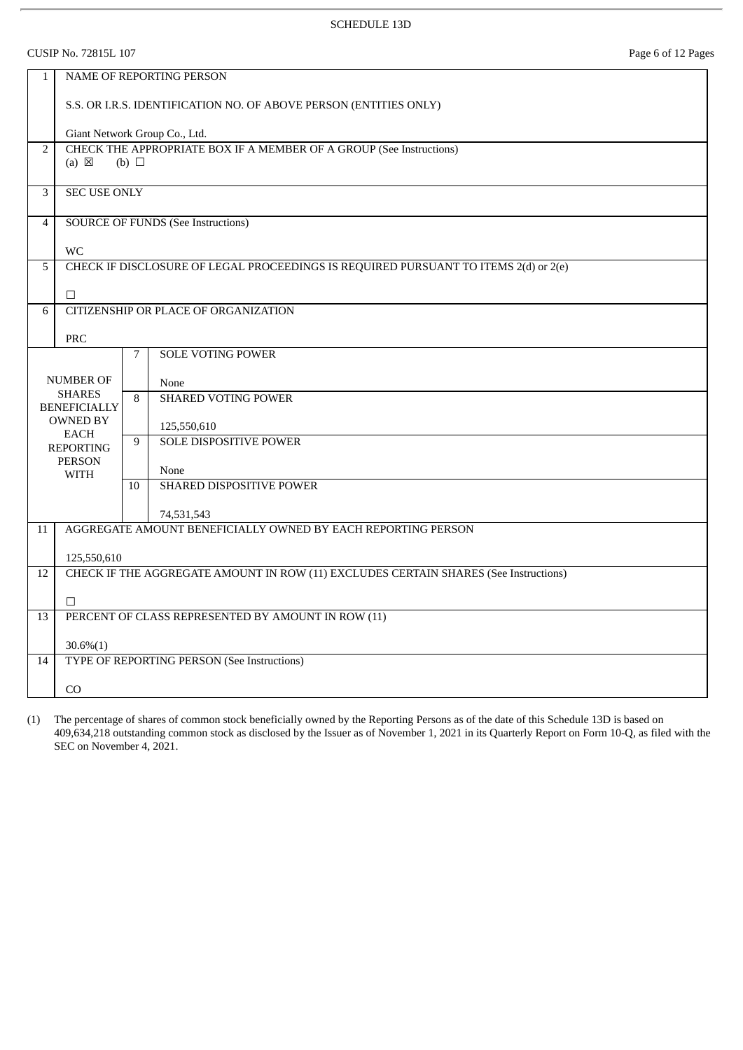SCHEDULE 13D

CUSIP No. 72815L 107

| | | | |
|---|---|---|---|
| 1 | NAME OF REPORTING PERSON<br><br>S.S. OR I.R.S. IDENTIFICATION NO. OF ABOVE PERSON (ENTITIES ONLY)<br><br>Giant Network Group Co., Ltd. | | |
| 2 | CHECK THE APPROPRIATE BOX IF A MEMBER OF A GROUP (See Instructions)<br>(a) ☒ (b) ☐ | | |
| 3 | SEC USE ONLY | | |
| 4 | SOURCE OF FUNDS (See Instructions)<br><br>WC | | |
| 5 | CHECK IF DISCLOSURE OF LEGAL PROCEEDINGS IS REQUIRED PURSUANT TO ITEMS 2(d) or 2(e)<br><br>☐ | | |
| 6 | CITIZENSHIP OR PLACE OF ORGANIZATION<br><br>PRC | | |
| NUMBER OF SHARES BENEFICIALLY OWNED BY EACH REPORTING PERSON WITH | | 7 | SOLE VOTING POWER<br><br>None |
| | | 8 | SHARED VOTING POWER<br><br>125,550,610 |
| | | 9 | SOLE DISPOSITIVE POWER<br><br>None |
| | | 10 | SHARED DISPOSITIVE POWER<br><br>74,531,543 |
| 11 | AGGREGATE AMOUNT BENEFICIALLY OWNED BY EACH REPORTING PERSON<br><br>125,550,610 | | |
| 12 | CHECK IF THE AGGREGATE AMOUNT IN ROW (11) EXCLUDES CERTAIN SHARES (See Instructions)<br><br>☐ | | |
| 13 | PERCENT OF CLASS REPRESENTED BY AMOUNT IN ROW (11)<br><br>30.6%(1) | | |
| 14 | TYPE OF REPORTING PERSON (See Instructions)<br><br>CO | | |

(1) The percentage of shares of common stock beneficially owned by the Reporting Persons as of the date of this Schedule 13D is based on 409,634,218 outstanding common stock as disclosed by the Issuer as of November 1, 2021 in its Quarterly Report on Form 10-Q, as filed with the SEC on November 4, 2021.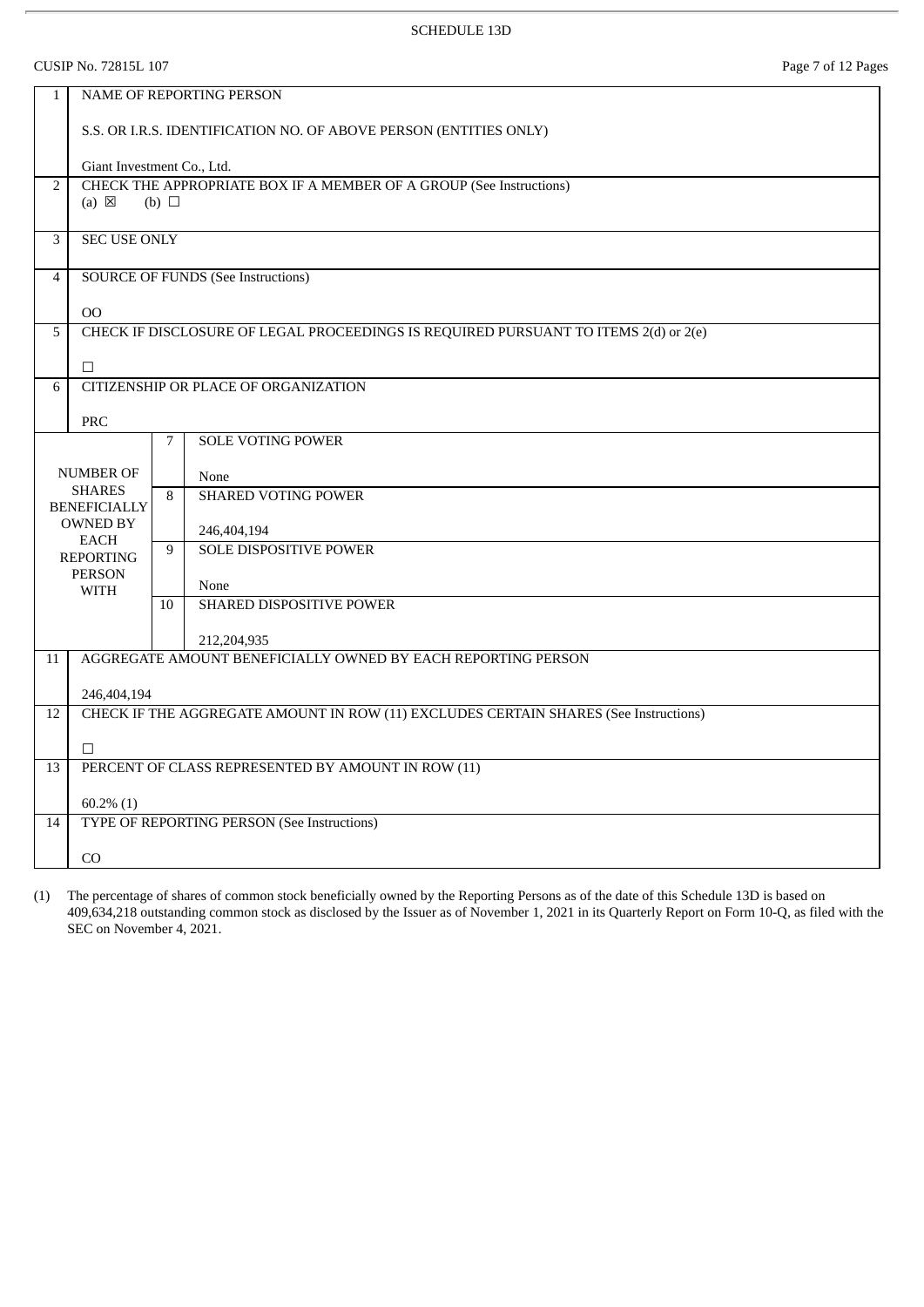SCHEDULE 13D

CUSIP No. 72815L 107

| | | | |
|---|---|---|---|
| 1 | NAME OF REPORTING PERSON<br><br>S.S. OR I.R.S. IDENTIFICATION NO. OF ABOVE PERSON (ENTITIES ONLY)<br><br>Giant Investment Co., Ltd. | | |
| 2 | CHECK THE APPROPRIATE BOX IF A MEMBER OF A GROUP (See Instructions)<br>(a) ☒ (b) ☐ | | |
| 3 | SEC USE ONLY | | |
| 4 | SOURCE OF FUNDS (See Instructions)<br><br>OO | | |
| 5 | CHECK IF DISCLOSURE OF LEGAL PROCEEDINGS IS REQUIRED PURSUANT TO ITEMS 2(d) or 2(e)<br><br>☐ | | |
| 6 | CITIZENSHIP OR PLACE OF ORGANIZATION<br><br>PRC | | |
| NUMBER OF SHARES BENEFICIALLY OWNED BY EACH REPORTING PERSON WITH | | 7 | SOLE VOTING POWER<br><br>None |
| | | 8 | SHARED VOTING POWER<br><br>246,404,194 |
| | | 9 | SOLE DISPOSITIVE POWER<br><br>None |
| | | 10 | SHARED DISPOSITIVE POWER<br><br>212,204,935 |
| 11 | AGGREGATE AMOUNT BENEFICIALLY OWNED BY EACH REPORTING PERSON<br><br>246,404,194 | | |
| 12 | CHECK IF THE AGGREGATE AMOUNT IN ROW (11) EXCLUDES CERTAIN SHARES (See Instructions)<br><br>☐ | | |
| 13 | PERCENT OF CLASS REPRESENTED BY AMOUNT IN ROW (11)<br><br>60.2% (1) | | |
| 14 | TYPE OF REPORTING PERSON (See Instructions)<br><br>CO | | |

(1) The percentage of shares of common stock beneficially owned by the Reporting Persons as of the date of this Schedule 13D is based on 409,634,218 outstanding common stock as disclosed by the Issuer as of November 1, 2021 in its Quarterly Report on Form 10-Q, as filed with the SEC on November 4, 2021.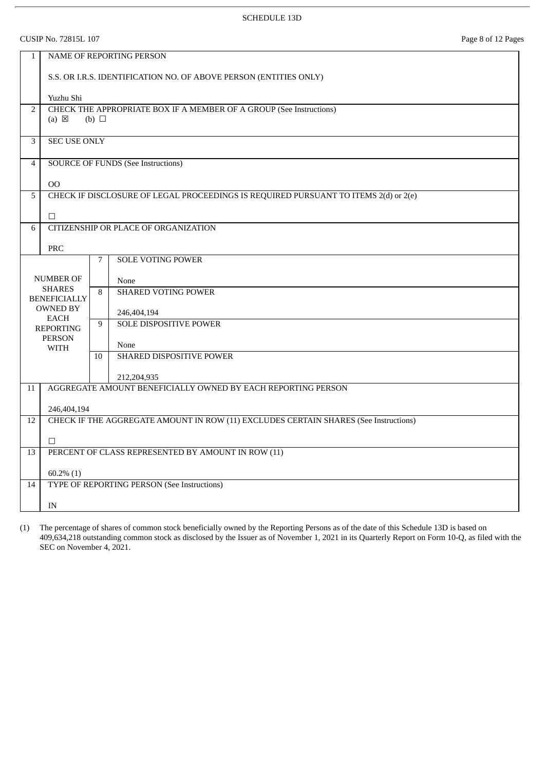SCHEDULE 13D

CUSIP No. 72815L 107

| 1 | NAME OF REPORTING PERSON<br><br>S.S. OR I.R.S. IDENTIFICATION NO. OF ABOVE PERSON (ENTITIES ONLY)<br><br>Yuzhu Shi | | |
|---|---|---|---|
| 2 | CHECK THE APPROPRIATE BOX IF A MEMBER OF A GROUP (See Instructions)<br>(a) ☒ (b) ☐ | | |
| 3 | SEC USE ONLY | | |
| 4 | SOURCE OF FUNDS (See Instructions)<br><br>OO | | |
| 5 | CHECK IF DISCLOSURE OF LEGAL PROCEEDINGS IS REQUIRED PURSUANT TO ITEMS 2(d) or 2(e)<br><br>☐ | | |
| 6 | CITIZENSHIP OR PLACE OF ORGANIZATION<br><br>PRC | | |
| NUMBER OF SHARES BENEFICIALLY OWNED BY EACH REPORTING PERSON WITH | | 7 | SOLE VOTING POWER<br><br>None |
| | | 8 | SHARED VOTING POWER<br><br>246,404,194 |
| | | 9 | SOLE DISPOSITIVE POWER<br><br>None |
| | | 10 | SHARED DISPOSITIVE POWER<br><br>212,204,935 |
| 11 | AGGREGATE AMOUNT BENEFICIALLY OWNED BY EACH REPORTING PERSON<br><br>246,404,194 | | |
| 12 | CHECK IF THE AGGREGATE AMOUNT IN ROW (11) EXCLUDES CERTAIN SHARES (See Instructions)<br><br>☐ | | |
| 13 | PERCENT OF CLASS REPRESENTED BY AMOUNT IN ROW (11)<br><br>60.2% (1) | | |
| 14 | TYPE OF REPORTING PERSON (See Instructions)<br><br>IN | | |

(1) The percentage of shares of common stock beneficially owned by the Reporting Persons as of the date of this Schedule 13D is based on 409,634,218 outstanding common stock as disclosed by the Issuer as of November 1, 2021 in its Quarterly Report on Form 10-Q, as filed with the SEC on November 4, 2021.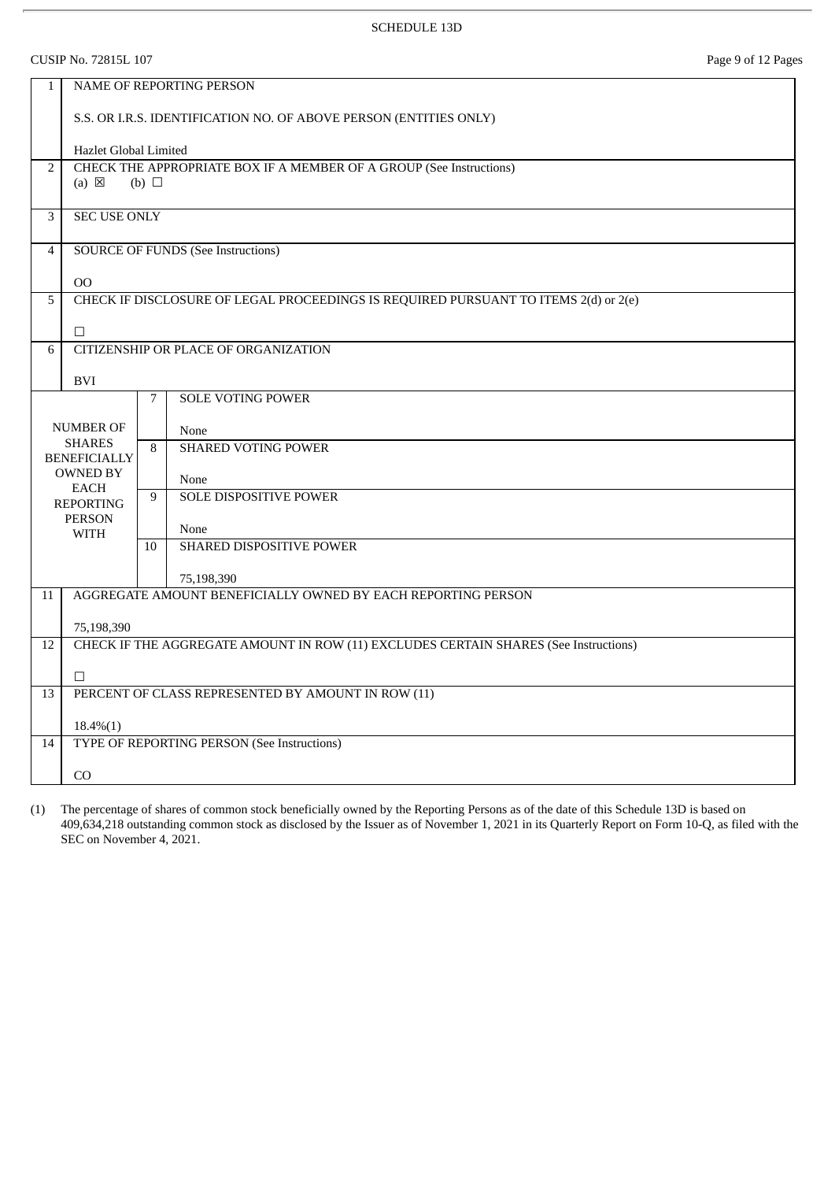SCHEDULE 13D

CUSIP No. 72815L 107

| | | |
|---|---|---|
| 1 | NAME OF REPORTING PERSON<br><br>S.S. OR I.R.S. IDENTIFICATION NO. OF ABOVE PERSON (ENTITIES ONLY)<br><br>Hazlet Global Limited | |
| 2 | CHECK THE APPROPRIATE BOX IF A MEMBER OF A GROUP (See Instructions)<br>(a) ☒ (b) ☐ | |
| 3 | SEC USE ONLY | |
| 4 | SOURCE OF FUNDS (See Instructions)<br><br>OO | |
| 5 | CHECK IF DISCLOSURE OF LEGAL PROCEEDINGS IS REQUIRED PURSUANT TO ITEMS 2(d) or 2(e)<br><br>☐ | |
| 6 | CITIZENSHIP OR PLACE OF ORGANIZATION<br><br>BVI | |
| NUMBER OF SHARES BENEFICIALLY OWNED BY EACH REPORTING PERSON WITH | 7 | SOLE VOTING POWER<br><br>None |
| | 8 | SHARED VOTING POWER<br><br>None |
| | 9 | SOLE DISPOSITIVE POWER<br><br>None |
| | 10 | SHARED DISPOSITIVE POWER<br><br>75,198,390 |
| 11 | AGGREGATE AMOUNT BENEFICIALLY OWNED BY EACH REPORTING PERSON<br><br>75,198,390 | |
| 12 | CHECK IF THE AGGREGATE AMOUNT IN ROW (11) EXCLUDES CERTAIN SHARES (See Instructions)<br><br>☐ | |
| 13 | PERCENT OF CLASS REPRESENTED BY AMOUNT IN ROW (11)<br><br>18.4%(1) | |
| 14 | TYPE OF REPORTING PERSON (See Instructions)<br><br>CO | |

(1) The percentage of shares of common stock beneficially owned by the Reporting Persons as of the date of this Schedule 13D is based on 409,634,218 outstanding common stock as disclosed by the Issuer as of November 1, 2021 in its Quarterly Report on Form 10-Q, as filed with the SEC on November 4, 2021.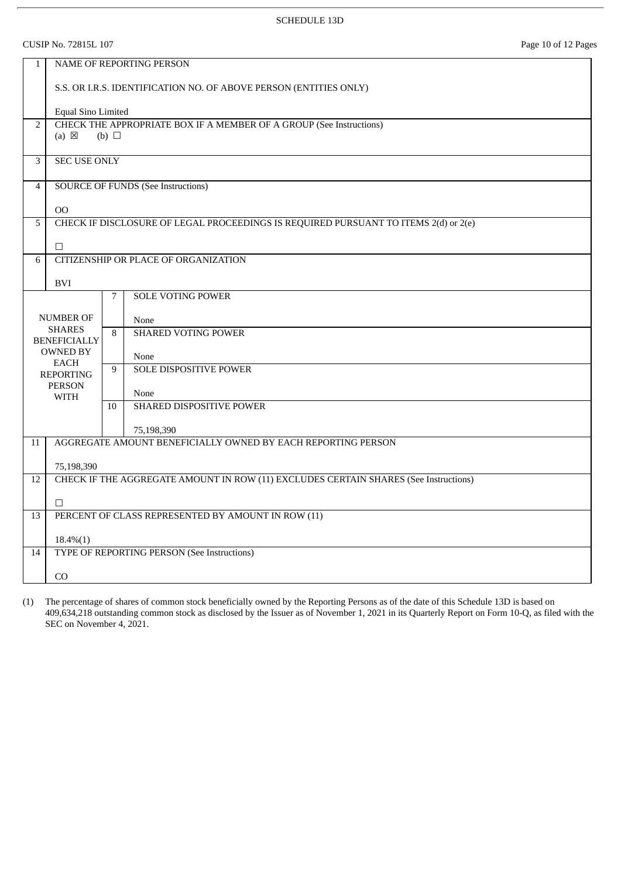SCHEDULE 13D

CUSIP No. 72815L 107

| | | | |
|---|---|---|---|
| 1 | NAME OF REPORTING PERSON<br><br>S.S. OR I.R.S. IDENTIFICATION NO. OF ABOVE PERSON (ENTITIES ONLY)<br><br>Equal Sino Limited | | |
| 2 | CHECK THE APPROPRIATE BOX IF A MEMBER OF A GROUP (See Instructions)<br>(a) ☒ (b) ☐ | | |
| 3 | SEC USE ONLY | | |
| 4 | SOURCE OF FUNDS (See Instructions)<br><br>OO | | |
| 5 | CHECK IF DISCLOSURE OF LEGAL PROCEEDINGS IS REQUIRED PURSUANT TO ITEMS 2(d) or 2(e)<br><br>☐ | | |
| 6 | CITIZENSHIP OR PLACE OF ORGANIZATION<br><br>BVI | | |
| NUMBER OF SHARES BENEFICIALLY OWNED BY EACH REPORTING PERSON WITH | | 7 | SOLE VOTING POWER<br><br>None |
| | | 8 | SHARED VOTING POWER<br><br>None |
| | | 9 | SOLE DISPOSITIVE POWER<br><br>None |
| | | 10 | SHARED DISPOSITIVE POWER<br><br>75,198,390 |
| 11 | AGGREGATE AMOUNT BENEFICIALLY OWNED BY EACH REPORTING PERSON<br><br>75,198,390 | | |
| 12 | CHECK IF THE AGGREGATE AMOUNT IN ROW (11) EXCLUDES CERTAIN SHARES (See Instructions)<br><br>☐ | | |
| 13 | PERCENT OF CLASS REPRESENTED BY AMOUNT IN ROW (11)<br><br>18.4%(1) | | |
| 14 | TYPE OF REPORTING PERSON (See Instructions)<br><br>CO | | |

(1) The percentage of shares of common stock beneficially owned by the Reporting Persons as of the date of this Schedule 13D is based on 409,634,218 outstanding common stock as disclosed by the Issuer as of November 1, 2021 in its Quarterly Report on Form 10-Q, as filed with the SEC on November 4, 2021.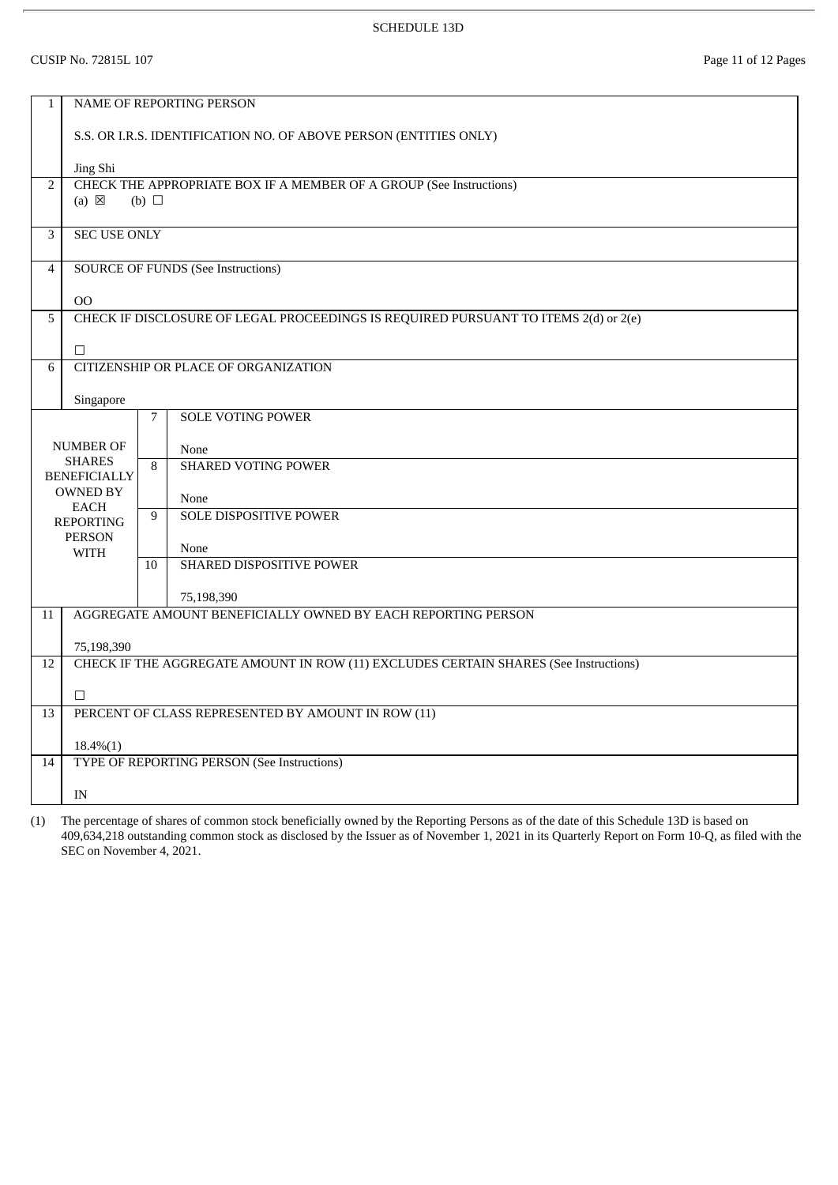SCHEDULE 13D

CUSIP No. 72815L 107

| | | | |
|---|---|---|---|
| 1 | NAME OF REPORTING PERSON<br><br>S.S. OR I.R.S. IDENTIFICATION NO. OF ABOVE PERSON (ENTITIES ONLY)<br><br>Jing Shi | | |
| 2 | CHECK THE APPROPRIATE BOX IF A MEMBER OF A GROUP (See Instructions)<br>(a) ☒ (b) ☐ | | |
| 3 | SEC USE ONLY | | |
| 4 | SOURCE OF FUNDS (See Instructions)<br><br>OO | | |
| 5 | CHECK IF DISCLOSURE OF LEGAL PROCEEDINGS IS REQUIRED PURSUANT TO ITEMS 2(d) or 2(e)<br><br>☐ | | |
| 6 | CITIZENSHIP OR PLACE OF ORGANIZATION<br><br>Singapore | | |
| NUMBER OF SHARES BENEFICIALLY OWNED BY EACH REPORTING PERSON WITH | | 7 | SOLE VOTING POWER<br><br>None |
| | | 8 | SHARED VOTING POWER<br><br>None |
| | | 9 | SOLE DISPOSITIVE POWER<br><br>None |
| | | 10 | SHARED DISPOSITIVE POWER<br><br>75,198,390 |
| 11 | AGGREGATE AMOUNT BENEFICIALLY OWNED BY EACH REPORTING PERSON<br><br>75,198,390 | | |
| 12 | CHECK IF THE AGGREGATE AMOUNT IN ROW (11) EXCLUDES CERTAIN SHARES (See Instructions)<br><br>☐ | | |
| 13 | PERCENT OF CLASS REPRESENTED BY AMOUNT IN ROW (11)<br><br>18.4%(1) | | |
| 14 | TYPE OF REPORTING PERSON (See Instructions)<br><br>IN | | |

(1) The percentage of shares of common stock beneficially owned by the Reporting Persons as of the date of this Schedule 13D is based on 409,634,218 outstanding common stock as disclosed by the Issuer as of November 1, 2021 in its Quarterly Report on Form 10-Q, as filed with the SEC on November 4, 2021.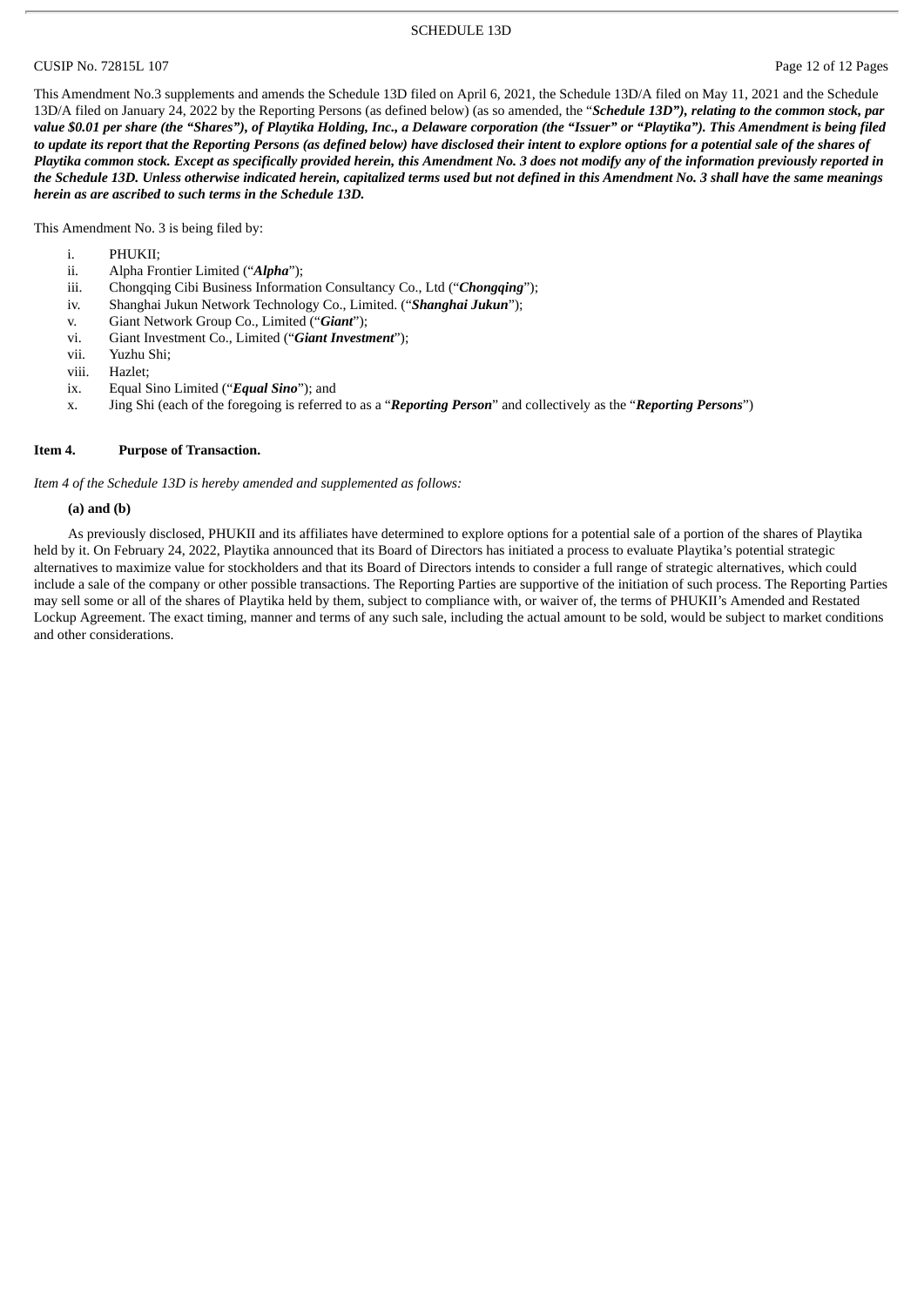This Amendment No.3 supplements and amends the Schedule 13D filed on April 6, 2021, the Schedule 13D/A filed on May 11, 2021 and the Schedule 13D/A filed on January 24, 2022 by the Reporting Persons (as defined below) (as so amended, the "***Schedule 13D"), relating to the common stock, par value $0.01 per share (the "Shares"), of Playtika Holding, Inc., a Delaware corporation (the "Issuer" or "Playtika"). This Amendment is being filed to update its report that the Reporting Persons (as defined below) have disclosed their intent to explore options for a potential sale of the shares of Playtika common stock. Except as specifically provided herein, this Amendment No. 3 does not modify any of the information previously reported in the Schedule 13D. Unless otherwise indicated herein, capitalized terms used but not defined in this Amendment No. 3 shall have the same meanings herein as are ascribed to such terms in the Schedule 13D.***

This Amendment No. 3 is being filed by:

i. PHUKII;
ii. Alpha Frontier Limited ("***Alpha***");
iii. Chongqing Cibi Business Information Consultancy Co., Ltd ("***Chongqing***");
iv. Shanghai Jukun Network Technology Co., Limited. ("***Shanghai Jukun***");
v. Giant Network Group Co., Limited ("***Giant***");
vi. Giant Investment Co., Limited ("***Giant Investment***");
vii. Yuzhu Shi;
viii. Hazlet;
ix. Equal Sino Limited ("***Equal Sino***"); and
x. Jing Shi (each of the foregoing is referred to as a "***Reporting Person***" and collectively as the "***Reporting Persons***")

**Item 4. Purpose of Transaction.**

*Item 4 of the Schedule 13D is hereby amended and supplemented as follows:*

**(a) and (b)**

As previously disclosed, PHUKII and its affiliates have determined to explore options for a potential sale of a portion of the shares of Playtika held by it. On February 24, 2022, Playtika announced that its Board of Directors has initiated a process to evaluate Playtika's potential strategic alternatives to maximize value for stockholders and that its Board of Directors intends to consider a full range of strategic alternatives, which could include a sale of the company or other possible transactions. The Reporting Parties are supportive of the initiation of such process. The Reporting Parties may sell some or all of the shares of Playtika held by them, subject to compliance with, or waiver of, the terms of PHUKII's Amended and Restated Lockup Agreement. The exact timing, manner and terms of any such sale, including the actual amount to be sold, would be subject to market conditions and other considerations.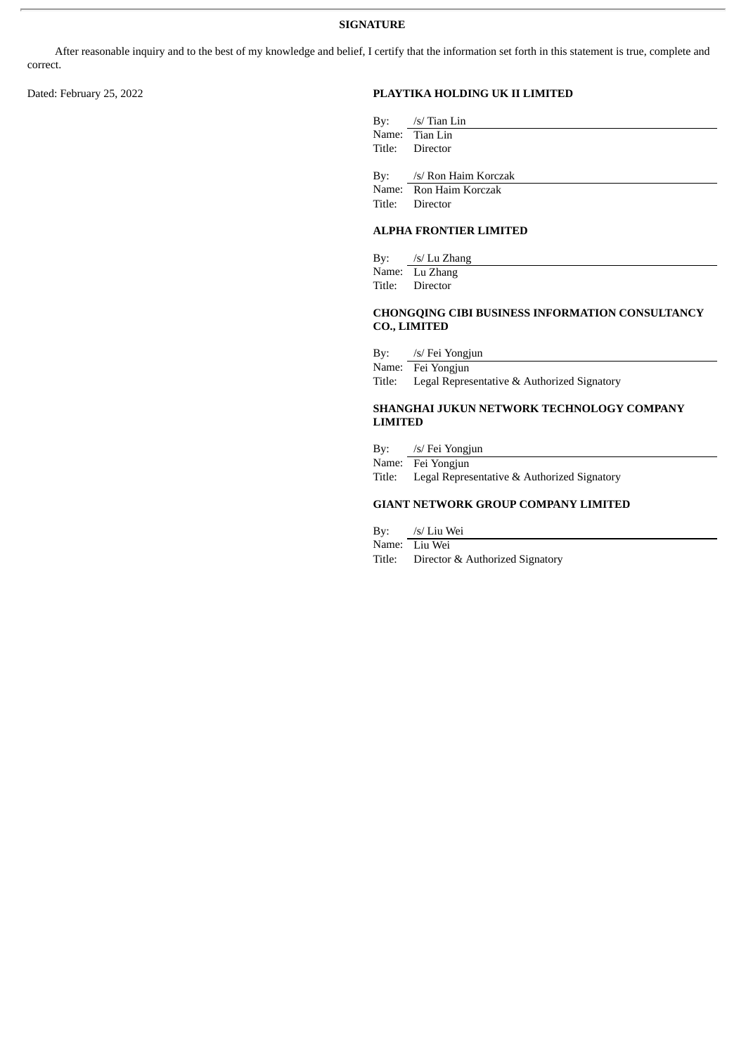## SIGNATURE

After reasonable inquiry and to the best of my knowledge and belief, I certify that the information set forth in this statement is true, complete and correct.

Dated: February 25, 2022

**PLAYTIKA HOLDING UK II LIMITED**

By: /s/ Tian Lin
Name: Tian Lin
Title: Director

By: /s/ Ron Haim Korczak
Name: Ron Haim Korczak
Title: Director

**ALPHA FRONTIER LIMITED**

By: /s/ Lu Zhang
Name: Lu Zhang
Title: Director

**CHONGQING CIBI BUSINESS INFORMATION CONSULTANCY CO., LIMITED**

By: /s/ Fei Yongjun
Name: Fei Yongjun
Title: Legal Representative & Authorized Signatory

**SHANGHAI JUKUN NETWORK TECHNOLOGY COMPANY LIMITED**

By: /s/ Fei Yongjun
Name: Fei Yongjun
Title: Legal Representative & Authorized Signatory

**GIANT NETWORK GROUP COMPANY LIMITED**

By: /s/ Liu Wei
Name: Liu Wei
Title: Director & Authorized Signatory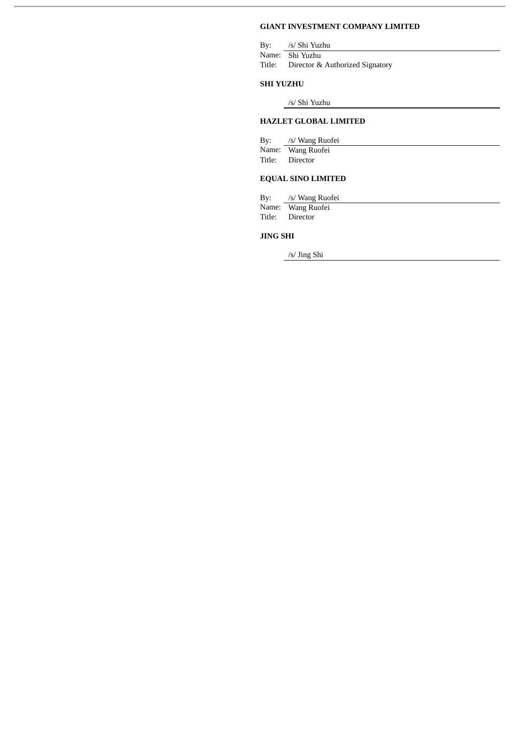**GIANT INVESTMENT COMPANY LIMITED**

By: /s/ Shi Yuzhu
Name: Shi Yuzhu
Title: Director & Authorized Signatory

**SHI YUZHU**

/s/ Shi Yuzhu

**HAZLET GLOBAL LIMITED**

By: /s/ Wang Ruofei
Name: Wang Ruofei
Title: Director

**EQUAL SINO LIMITED**

By: /s/ Wang Ruofei
Name: Wang Ruofei
Title: Director

**JING SHI**

/s/ Jing Shi